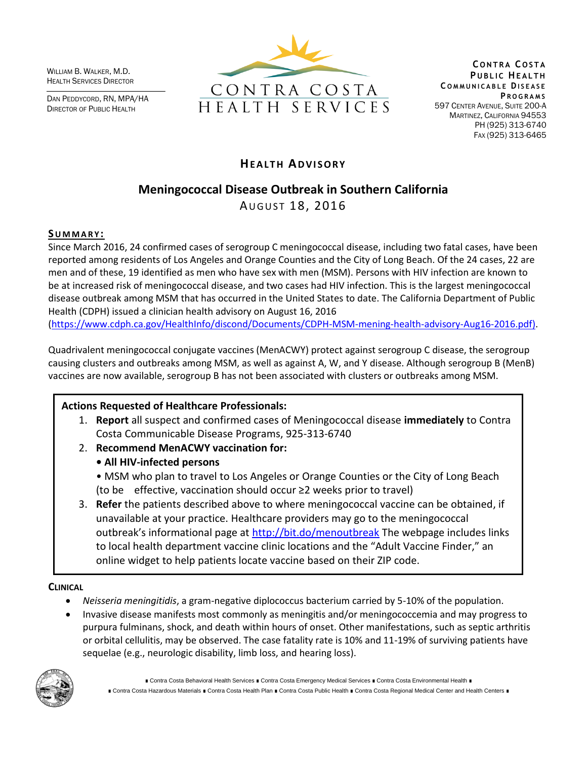William B. Walker, M.D.
Health Services Director

Dan Peddycord, RN, MPA/HA
Director of Public Health

CONTRA COSTA
HEALTH SERVICES

**Contra Costa Public Health**
**Communicable Disease Programs**
597 Center Avenue, Suite 200-A
Martinez, California 94553
Ph (925) 313-6740
Fax (925) 313-6465

## Health Advisory

# Meningococcal Disease Outbreak in Southern California

August 18, 2016

### Summary:

Since March 2016, 24 confirmed cases of serogroup C meningococcal disease, including two fatal cases, have been reported among residents of Los Angeles and Orange Counties and the City of Long Beach. Of the 24 cases, 22 are men and of these, 19 identified as men who have sex with men (MSM). Persons with HIV infection are known to be at increased risk of meningococcal disease, and two cases had HIV infection. This is the largest meningococcal disease outbreak among MSM that has occurred in the United States to date. The California Department of Public Health (CDPH) issued a clinician health advisory on August 16, 2016 (https://www.cdph.ca.gov/HealthInfo/discond/Documents/CDPH-MSM-mening-health-advisory-Aug16-2016.pdf).

Quadrivalent meningococcal conjugate vaccines (MenACWY) protect against serogroup C disease, the serogroup causing clusters and outbreaks among MSM, as well as against A, W, and Y disease. Although serogroup B (MenB) vaccines are now available, serogroup B has not been associated with clusters or outbreaks among MSM.

**Actions Requested of Healthcare Professionals:**

1. **Report** all suspect and confirmed cases of Meningococcal disease **immediately** to Contra Costa Communicable Disease Programs, 925-313-6740
2. **Recommend MenACWY vaccination for:**
   - **All HIV-infected persons**
   - MSM who plan to travel to Los Angeles or Orange Counties or the City of Long Beach (to be effective, vaccination should occur ≥2 weeks prior to travel)
3. **Refer** the patients described above to where meningococcal vaccine can be obtained, if unavailable at your practice. Healthcare providers may go to the meningococcal outbreak's informational page at http://bit.do/menoutbreak The webpage includes links to local health department vaccine clinic locations and the "Adult Vaccine Finder," an online widget to help patients locate vaccine based on their ZIP code.

### Clinical

- *Neisseria meningitidis*, a gram-negative diplococcus bacterium carried by 5-10% of the population.
- Invasive disease manifests most commonly as meningitis and/or meningococcemia and may progress to purpura fulminans, shock, and death within hours of onset. Other manifestations, such as septic arthritis or orbital cellulitis, may be observed. The case fatality rate is 10% and 11-19% of surviving patients have sequelae (e.g., neurologic disability, limb loss, and hearing loss).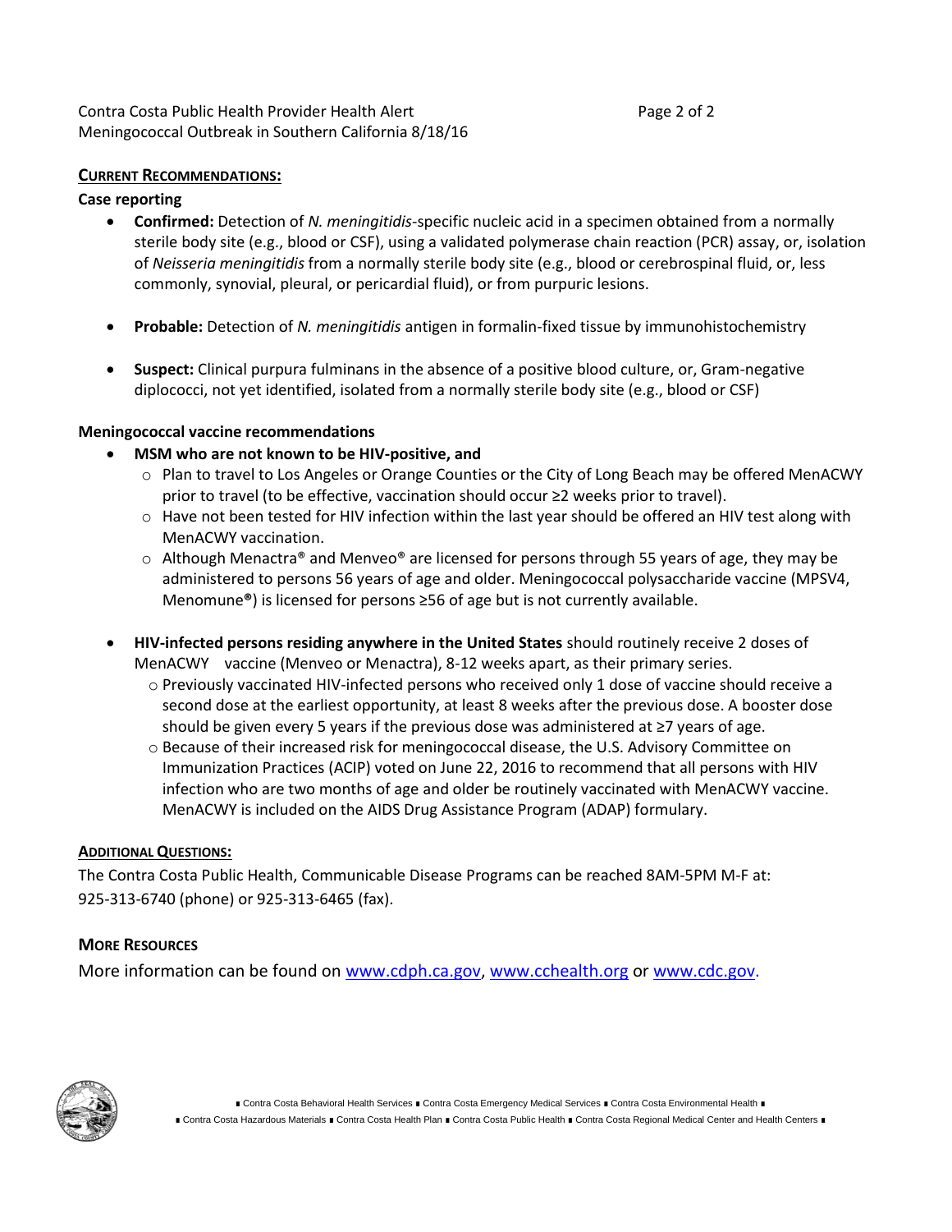## CURRENT RECOMMENDATIONS:

### Case reporting

- **Confirmed:** Detection of *N. meningitidis*-specific nucleic acid in a specimen obtained from a normally sterile body site (e.g., blood or CSF), using a validated polymerase chain reaction (PCR) assay, or, isolation of *Neisseria meningitidis* from a normally sterile body site (e.g., blood or cerebrospinal fluid, or, less commonly, synovial, pleural, or pericardial fluid), or from purpuric lesions.
- **Probable:** Detection of *N. meningitidis* antigen in formalin-fixed tissue by immunohistochemistry
- **Suspect:** Clinical purpura fulminans in the absence of a positive blood culture, or, Gram-negative diplococci, not yet identified, isolated from a normally sterile body site (e.g., blood or CSF)

### Meningococcal vaccine recommendations

- **MSM who are not known to be HIV-positive, and**
  - Plan to travel to Los Angeles or Orange Counties or the City of Long Beach may be offered MenACWY prior to travel (to be effective, vaccination should occur ≥2 weeks prior to travel).
  - Have not been tested for HIV infection within the last year should be offered an HIV test along with MenACWY vaccination.
  - Although Menactra® and Menveo® are licensed for persons through 55 years of age, they may be administered to persons 56 years of age and older. Meningococcal polysaccharide vaccine (MPSV4, Menomune®) is licensed for persons ≥56 of age but is not currently available.
- **HIV-infected persons residing anywhere in the United States** should routinely receive 2 doses of MenACWY vaccine (Menveo or Menactra), 8-12 weeks apart, as their primary series.
  - Previously vaccinated HIV-infected persons who received only 1 dose of vaccine should receive a second dose at the earliest opportunity, at least 8 weeks after the previous dose. A booster dose should be given every 5 years if the previous dose was administered at ≥7 years of age.
  - Because of their increased risk for meningococcal disease, the U.S. Advisory Committee on Immunization Practices (ACIP) voted on June 22, 2016 to recommend that all persons with HIV infection who are two months of age and older be routinely vaccinated with MenACWY vaccine. MenACWY is included on the AIDS Drug Assistance Program (ADAP) formulary.

## ADDITIONAL QUESTIONS:

The Contra Costa Public Health, Communicable Disease Programs can be reached 8AM-5PM M-F at: 925-313-6740 (phone) or 925-313-6465 (fax).

## MORE RESOURCES

More information can be found on www.cdph.ca.gov, www.cchealth.org or www.cdc.gov.